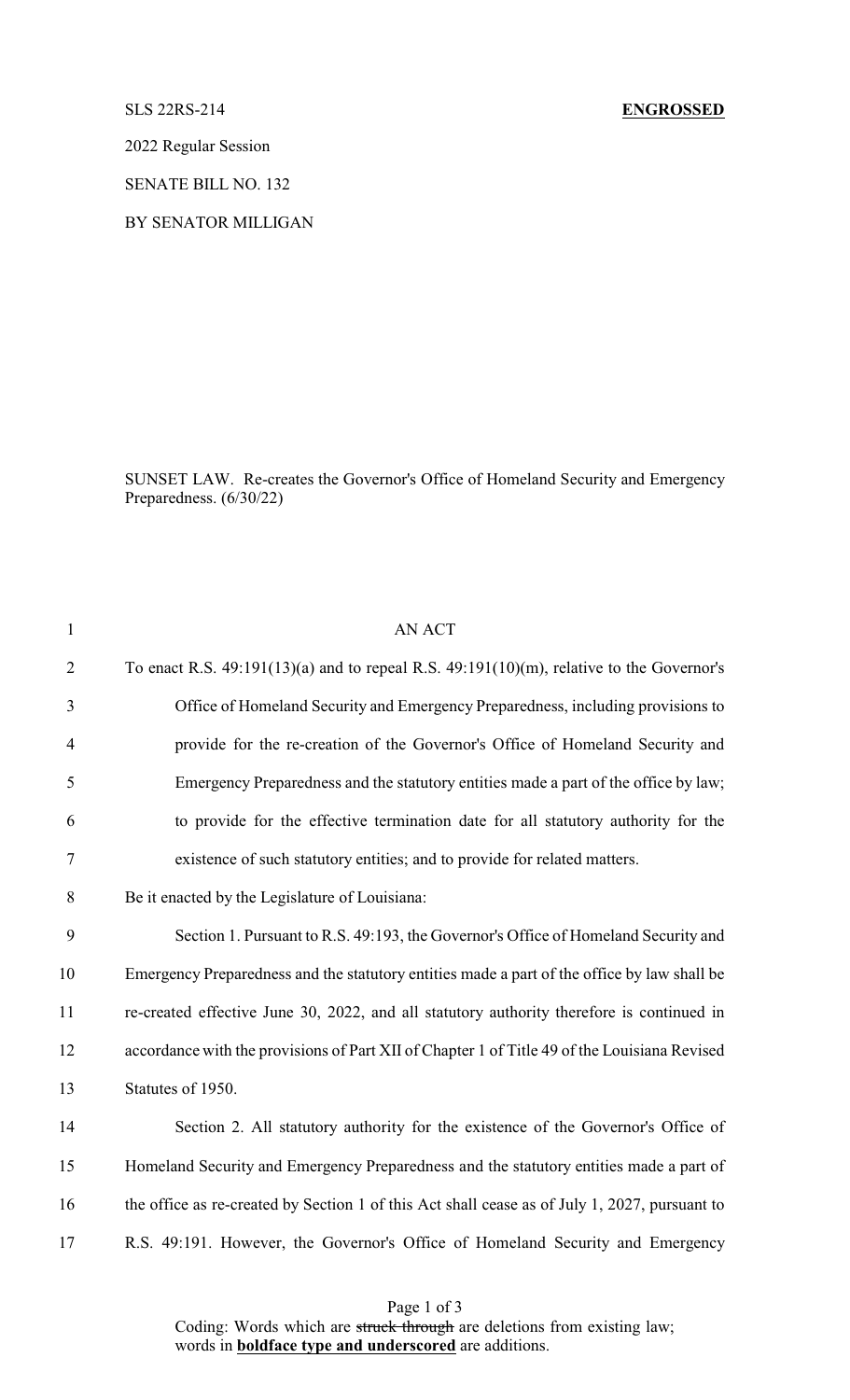SLS 22RS-214 **ENGROSSED**

2022 Regular Session

SENATE BILL NO. 132

BY SENATOR MILLIGAN

SUNSET LAW. Re-creates the Governor's Office of Homeland Security and Emergency Preparedness. (6/30/22)

AN ACT

To enact R.S. 49:191(13)(a) and to repeal R.S. 49:191(10)(m), relative to the Governor's Office of Homeland Security and Emergency Preparedness, including provisions to provide for the re-creation of the Governor's Office of Homeland Security and Emergency Preparedness and the statutory entities made a part of the office by law; to provide for the effective termination date for all statutory authority for the existence of such statutory entities; and to provide for related matters.

Be it enacted by the Legislature of Louisiana:

Section 1. Pursuant to R.S. 49:193, the Governor's Office of Homeland Security and Emergency Preparedness and the statutory entities made a part of the office by law shall be re-created effective June 30, 2022, and all statutory authority therefore is continued in accordance with the provisions of Part XII of Chapter 1 of Title 49 of the Louisiana Revised Statutes of 1950.

Section 2. All statutory authority for the existence of the Governor's Office of Homeland Security and Emergency Preparedness and the statutory entities made a part of the office as re-created by Section 1 of this Act shall cease as of July 1, 2027, pursuant to R.S. 49:191. However, the Governor's Office of Homeland Security and Emergency

Coding: Words which are ~~struck through~~ are deletions from existing law; words in **boldface type and underscored** are additions.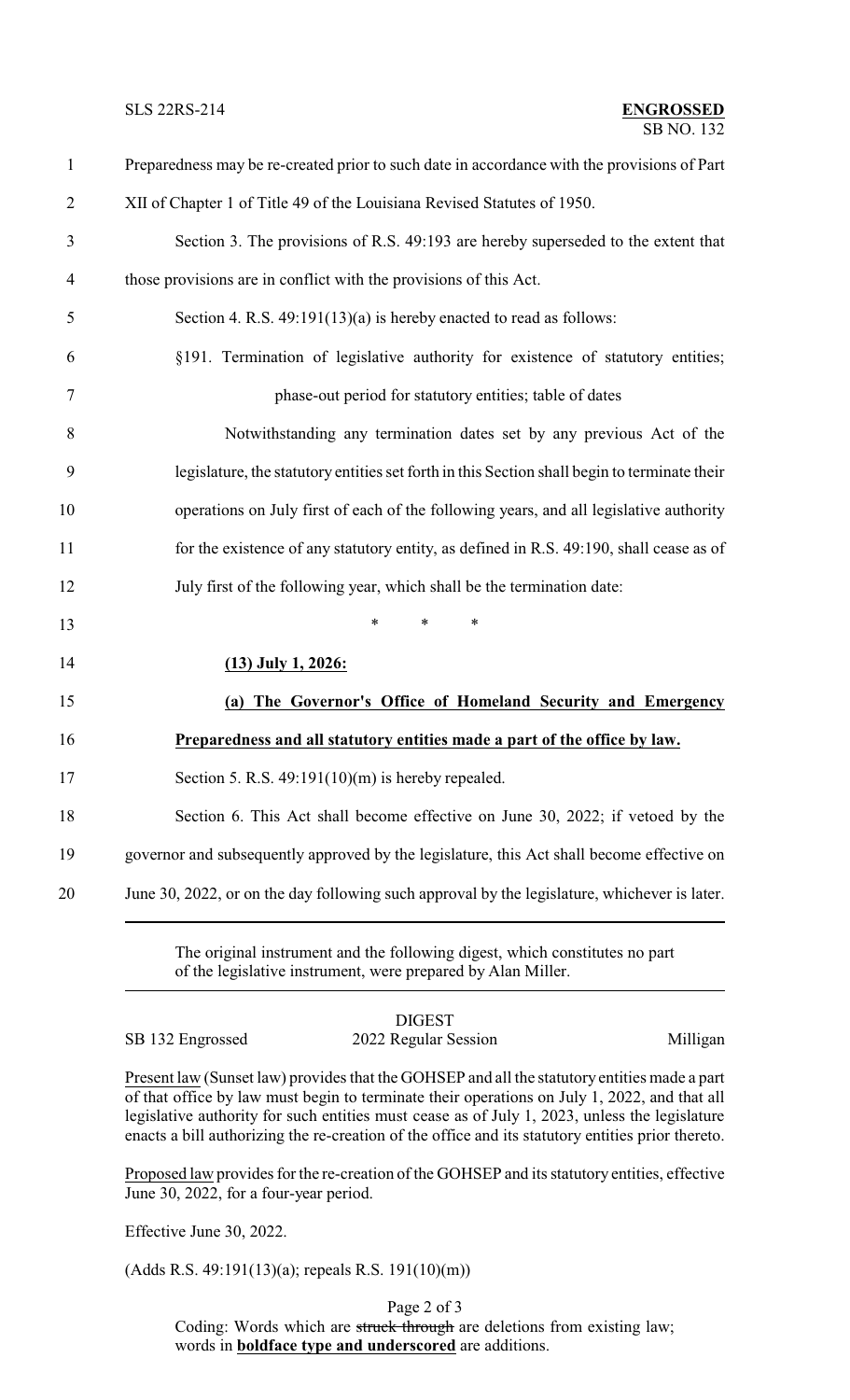Preparedness may be re-created prior to such date in accordance with the provisions of Part XII of Chapter 1 of Title 49 of the Louisiana Revised Statutes of 1950.

Section 3. The provisions of R.S. 49:193 are hereby superseded to the extent that those provisions are in conflict with the provisions of this Act.

Section 4. R.S. 49:191(13)(a) is hereby enacted to read as follows:

§191. Termination of legislative authority for existence of statutory entities; phase-out period for statutory entities; table of dates

Notwithstanding any termination dates set by any previous Act of the legislature, the statutory entities set forth in this Section shall begin to terminate their operations on July first of each of the following years, and all legislative authority for the existence of any statutory entity, as defined in R.S. 49:190, shall cease as of July first of the following year, which shall be the termination date:

\* \* \*

**(13) July 1, 2026:**

**(a) The Governor's Office of Homeland Security and Emergency Preparedness and all statutory entities made a part of the office by law.**

Section 5. R.S. 49:191(10)(m) is hereby repealed.

Section 6. This Act shall become effective on June 30, 2022; if vetoed by the governor and subsequently approved by the legislature, this Act shall become effective on June 30, 2022, or on the day following such approval by the legislature, whichever is later.

---

The original instrument and the following digest, which constitutes no part of the legislative instrument, were prepared by Alan Miller.

---

DIGEST

SB 132 Engrossed — 2022 Regular Session — Milligan

Present law (Sunset law) provides that the GOHSEP and all the statutory entities made a part of that office by law must begin to terminate their operations on July 1, 2022, and that all legislative authority for such entities must cease as of July 1, 2023, unless the legislature enacts a bill authorizing the re-creation of the office and its statutory entities prior thereto.

Proposed law provides for the re-creation of the GOHSEP and its statutory entities, effective June 30, 2022, for a four-year period.

Effective June 30, 2022.

(Adds R.S. 49:191(13)(a); repeals R.S. 191(10)(m))

Coding: Words which are ~~struck through~~ are deletions from existing law; words in **boldface type and underscored** are additions.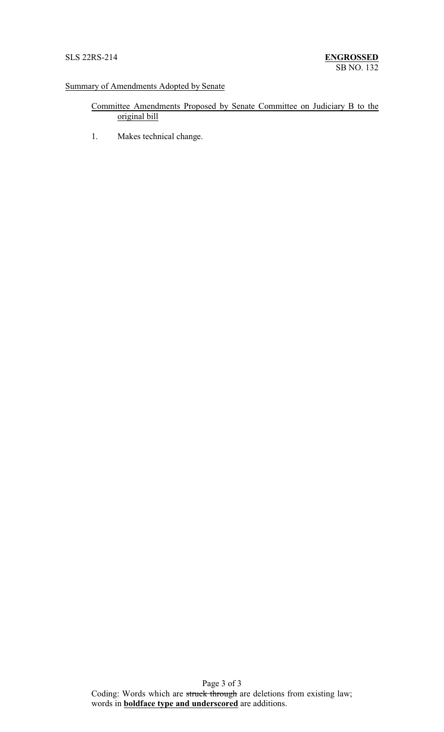Summary of Amendments Adopted by Senate

Committee Amendments Proposed by Senate Committee on Judiciary B to the original bill

1. Makes technical change.